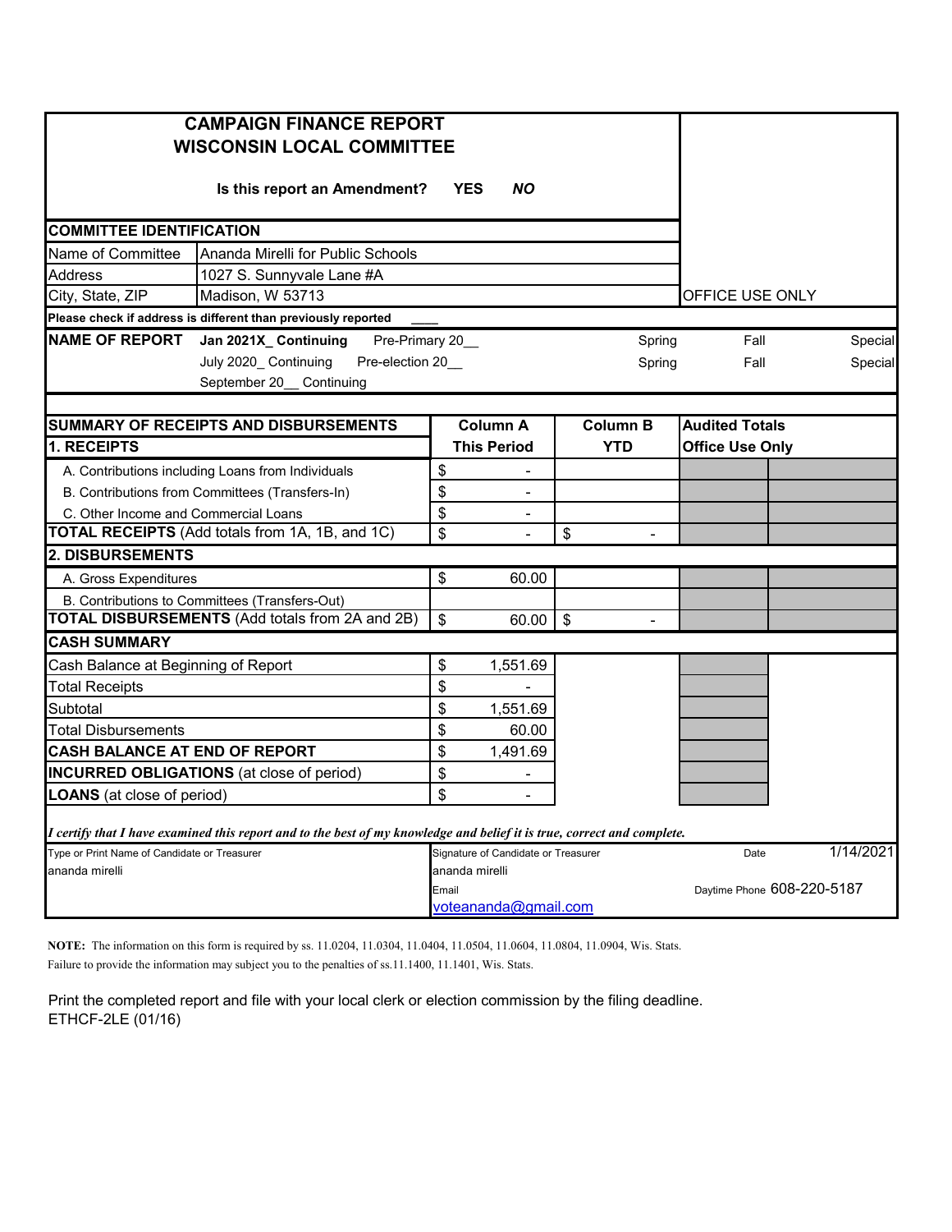# CAMPAIGN FINANCE REPORT
## WISCONSIN LOCAL COMMITTEE

**Is this report an Amendment? YES *NO***

| **COMMITTEE IDENTIFICATION** | | |
|---|---|---|
| Name of Committee | Ananda Mirelli for Public Schools | |
| Address | 1027 S. Sunnyvale Lane #A | |
| City, State, ZIP | Madison, W 53713 | OFFICE USE ONLY |

**Please check if address is different than previously reported** ____

| **NAME OF REPORT** | | | | |
|---|---|---|---|---|
| **Jan 2021X_ Continuing** | Pre-Primary 20__ | Spring | Fall | Special |
| July 2020_ Continuing | Pre-election 20__ | Spring | Fall | Special |
| September 20__ Continuing | | | | |

| **SUMMARY OF RECEIPTS AND DISBURSEMENTS** | **Column A This Period** | **Column B YTD** | **Audited Totals Office Use Only** | |
|---|---|---|---|---|
| **1. RECEIPTS** | | | | |
| A. Contributions including Loans from Individuals | $ - | | | |
| B. Contributions from Committees (Transfers-In) | $ - | | | |
| C. Other Income and Commercial Loans | $ - | | | |
| **TOTAL RECEIPTS** (Add totals from 1A, 1B, and 1C) | $ - | $ - | | |
| **2. DISBURSEMENTS** | | | | |
| A. Gross Expenditures | $ 60.00 | | | |
| B. Contributions to Committees (Transfers-Out) | | | | |
| **TOTAL DISBURSEMENTS** (Add totals from 2A and 2B) | $ 60.00 | $ - | | |
| **CASH SUMMARY** | | | | |
| Cash Balance at Beginning of Report | $ 1,551.69 | | | |
| Total Receipts | $ - | | | |
| Subtotal | $ 1,551.69 | | | |
| Total Disbursements | $ 60.00 | | | |
| **CASH BALANCE AT END OF REPORT** | $ 1,491.69 | | | |
| **INCURRED OBLIGATIONS** (at close of period) | $ - | | | |
| **LOANS** (at close of period) | $ - | | | |

***I certify that I have examined this report and to the best of my knowledge and belief it is true, correct and complete.***

| Type or Print Name of Candidate or Treasurer | Signature of Candidate or Treasurer | Date |
|---|---|---|
| ananda mirelli | ananda mirelli | 1/14/2021 |
| | Email: voteananda@gmail.com | Daytime Phone 608-220-5187 |

**NOTE:** The information on this form is required by ss. 11.0204, 11.0304, 11.0404, 11.0504, 11.0604, 11.0804, 11.0904, Wis. Stats. Failure to provide the information may subject you to the penalties of ss.11.1400, 11.1401, Wis. Stats.

Print the completed report and file with your local clerk or election commission by the filing deadline.
ETHCF-2LE (01/16)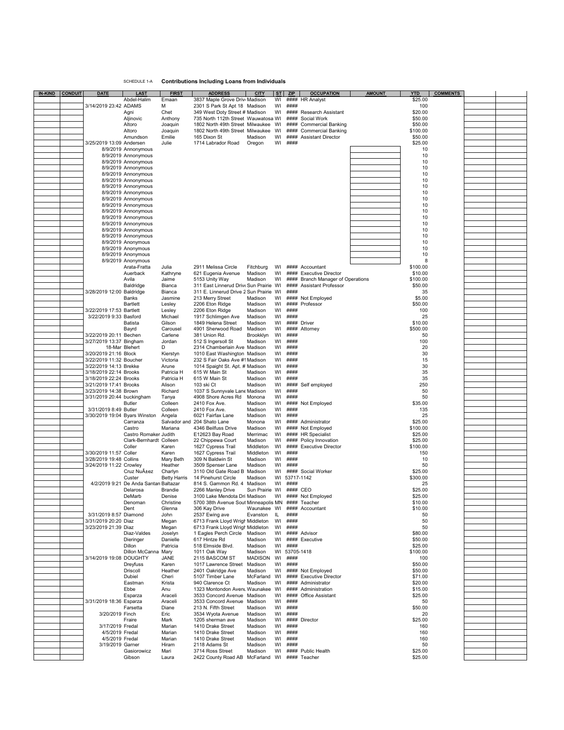SCHEDULE 1-A **Contributions Including Loans from Individuals**

| IN-KIND | CONDUIT | DATE | LAST | FIRST | ADDRESS | CITY | ST | ZIP | OCCUPATION | AMOUNT | YTD | COMMENTS |
|---|---|---|---|---|---|---|---|---|---|---|---|---|
| | | | Abdel-Halim | Emaan | 3837 Maple Grove Driv | Madison | WI | #### | HR Analyst | | $25.00 | |
| | | 3/14/2019 23:42 | ADAMS | M | 2301 S Park St Apt 18 | Madison | WI | #### | | | 100 | |
| | | | Agni | Chet | 349 West Doty Street # | Madison | WI | #### | Research Assistant | | $20.00 | |
| | | | Aljinovic | Anthony | 735 North 112th Street | Wauwatosa | WI | #### | Social Work | | $50.00 | |
| | | | Altoro | Joaquin | 1802 North 49th Street | Milwaukee | WI | #### | Commercial Banking | | $50.00 | |
| | | | Altoro | Joaquin | 1802 North 49th Street | Milwaukee | WI | #### | Commercial Banking | | $100.00 | |
| | | | Amundson | Emilie | 165 Dixon St | Madison | WI | #### | Assistant Director | | $50.00 | |
| | | 3/25/2019 13:09 | Andersen | Julie | 1714 Labrador Road | Oregon | WI | #### | | | $25.00 | |
| | | 8/9/2019 | Annonymous | | | | | | | | 10 | |
| | | 8/9/2019 | Annonymous | | | | | | | | 10 | |
| | | 8/9/2019 | Annonymous | | | | | | | | 10 | |
| | | 8/9/2019 | Annonymous | | | | | | | | 10 | |
| | | 8/9/2019 | Annonymous | | | | | | | | 10 | |
| | | 8/9/2019 | Annonymous | | | | | | | | 10 | |
| | | 8/9/2019 | Annonymous | | | | | | | | 10 | |
| | | 8/9/2019 | Annonymous | | | | | | | | 10 | |
| | | 8/9/2019 | Annonymous | | | | | | | | 10 | |
| | | 8/9/2019 | Annonymous | | | | | | | | 10 | |
| | | 8/9/2019 | Annonymous | | | | | | | | 10 | |
| | | 8/9/2019 | Annonymous | | | | | | | | 10 | |
| | | 8/9/2019 | Annonymous | | | | | | | | 10 | |
| | | 8/9/2019 | Annonymous | | | | | | | | 10 | |
| | | 8/9/2019 | Annonymous | | | | | | | | 10 | |
| | | 8/9/2019 | Anonymous | | | | | | | | 10 | |
| | | 8/9/2019 | Anonymous | | | | | | | | 10 | |
| | | 8/9/2019 | Anonymous | | | | | | | | 10 | |
| | | 8/9/2019 | Anonymous | | | | | | | | 8 | |
| | | | Arata-Fratta | Julia | 2911 Melissa Circle | Fitchburg | WI | #### | Accountant | | $100.00 | |
| | | | Auerback | Kathryne | 621 Eugenia Avenue | Madison | WI | #### | Executive Director | | $10.00 | |
| | | | Avila | Jaime | 5153 Unity Way | Madison | WI | #### | Branch Manager of Operations | | $100.00 | |
| | | | Baldridge | Bianca | 311 East Linnerud Drive | Sun Prairie | WI | #### | Assistant Professor | | $50.00 | |
| | | 3/28/2019 12:00 | Baldridge | Bianca | 311 E. Linnerud Drive 2 | Sun Prairie | WI | #### | | | 35 | |
| | | | Banks | Jasmine | 213 Merry Street | Madison | WI | #### | Not Employed | | $5.00 | |
| | | | Bartlett | Lesley | 2206 Eton Ridge | Madison | WI | #### | Professor | | $50.00 | |
| | | 3/22/2019 17:53 | Bartlett | Lesley | 2206 Eton Ridge | Madison | WI | #### | | | 100 | |
| | | 3/22/2019 9:33 | Basford | Michael | 1917 Schlimgen Ave | Madison | WI | #### | | | 25 | |
| | | | Batista | Gilson | 1849 Helena Street | Madison | WI | #### | Driver | | $10.00 | |
| | | | Bayrd | Carousel | 4901 Sherwood Road | Madison | WI | #### | Attorney | | $500.00 | |
| | | 3/22/2019 20:11 | Bechen | Carlene | 381 Union Rd. | Brookklyn | WI | #### | | | 50 | |
| | | 3/27/2019 13:37 | Bingham | Jordan | 512 S Ingersoll St | Madison | WI | #### | | | 100 | |
| | | 18-Mar | Blehert | D | 2314 Chamberlain Ave | Madison | WI | #### | | | 20 | |
| | | 3/20/2019 21:16 | Block | Kierstyn | 1010 East Washington | Madison | WI | #### | | | 30 | |
| | | 3/22/2019 11:32 | Boucher | Victoria | 232 S Fair Oaks Ave #1 | Madison | WI | #### | | | 15 | |
| | | 3/22/2019 14:13 | Brekke | Arune | 1014 Spaight St. Apt. # | Madison | WI | #### | | | 30 | |
| | | 3/18/2019 22:14 | Brooks | Patricia H | 615 W Main St | Madison | WI | #### | | | 35 | |
| | | 3/18/2019 22:24 | Brooks | Patricia H | 615 W Main St | Madison | WI | #### | | | 35 | |
| | | 3/21/2019 17:41 | Brooks | Alison | 103 ski Ct | Madison | WI | #### | Self employed | | 250 | |
| | | 3/23/2019 14:38 | Brown | Richard | 1037 S Sunnyvale Lane | Madison | WI | #### | | | 50 | |
| | | 3/31/2019 20:44 | buckingham | Tanya | 4908 Shore Acres Rd | Monona | WI | #### | | | 50 | |
| | | | Butler | Colleen | 2410 Fox Ave. | Madison | WI | #### | Not Employed | | $35.00 | |
| | | 3/31/2019 8:49 | Butler | Colleen | 2410 Fox Ave. | Madison | WI | #### | | | 135 | |
| | | 3/30/2019 19:04 | Byars Winston | Angela | 6021 Fairfax Lane | Madison | WI | #### | | | 25 | |
| | | | Carranza | Salvador and | 204 Shato Lane | Monona | WI | #### | Administrator | | $25.00 | |
| | | | Castro | Mariana | 4346 Beilfuss Drive | Madison | WI | #### | Not Employed | | $100.00 | |
| | | | Castro Romaker | Judith | E12623 Bay Road | Merrimac | WI | #### | HR Specialist | | $25.00 | |
| | | | Clark-Bernhardt | Colleen | 22 Chippewa Court | Madison | WI | #### | Policy Innovation | | $25.00 | |
| | | | Coller | Karen | 1627 Cypress Trail | Middleton | WI | #### | Executive Director | | $100.00 | |
| | | 3/30/2019 11:57 | Coller | Karen | 1627 Cypress Trail | Middleton | WI | #### | | | 150 | |
| | | 3/28/2019 19:48 | Collins | Mary Beth | 309 N Baldwin St | Madison | WI | #### | | | 10 | |
| | | 3/24/2019 11:22 | Crowley | Heather | 3509 Spenser Lane | Madison | WI | #### | | | 50 | |
| | | | Cruz NuÃ±ez | Charlyn | 3110 Old Gate Road B | Madison | WI | #### | Social Worker | | $25.00 | |
| | | | Custer | Betty Harris | 14 Pinehurst Circle | Madison | WI | 53717-1142 | | | $300.00 | |
| | | 4/2/2019 9:21 | De Anda Santan | Baltazar | 814 S. Gammon Rd. 4 | Madison | WI | #### | | | 25 | |
| | | | Delarosa | Brandie | 2266 Manley Drive | Sun Prairie | WI | #### | CEO | | $25.00 | |
| | | | DeMarb | Denise | 3100 Lake Mendota Dri | Madison | WI | #### | Not Employed | | $25.00 | |
| | | | Denoman | Christine | 5700 38th Avenue Sout | Minneapolis | MN | #### | Teacher | | $10.00 | |
| | | | Dent | Glenna | 306 Kay Drive | Waunakee | WI | #### | Accountant | | $10.00 | |
| | | 3/31/2019 8:57 | Diamond | John | 2537 Ewing ave | Evanston | IL | #### | | | 50 | |
| | | 3/31/2019 20:20 | Diaz | Megan | 6713 Frank Lloyd Wrigh | Middleton | WI | #### | | | 50 | |
| | | 3/23/2019 21:39 | Diaz | Megan | 6713 Frank Lloyd Wrigh | Middleton | WI | #### | | | 50 | |
| | | | Diaz-Valdes | Joselyn | 1 Eagles Perch Circle | Madison | WI | #### | Advisor | | $80.00 | |
| | | | Dieringer | Danielle | 617 Hintze Rd | Madison | WI | #### | Executive | | $50.00 | |
| | | | Dillon | Patricia | 518 Elmside Blvd. | Madison | WI | #### | | | $25.00 | |
| | | | Dillon McCanna | Mary | 1011 Oak Way | Madison | WI | 53705-1418 | | | $100.00 | |
| | | 3/14/2019 19:08 | DOUGHTY | JANE | 2115 BASCOM ST | MADISON | WI | #### | | | 100 | |
| | | | Dreyfuss | Karen | 1017 Lawrence Street | Madison | WI | #### | | | $50.00 | |
| | | | Driscoll | Heather | 2401 Oakridge Ave | Madison | WI | #### | Not Employed | | $50.00 | |
| | | | Dubiel | Cheri | 5107 Timber Lane | McFarland | WI | #### | Executive Director | | $71.00 | |
| | | | Eastman | Krista | 940 Clarence Ct | Madison | WI | #### | Administrator | | $20.00 | |
| | | | Ebbe | Anu | 1323 Montondon Avenu | Waunakee | WI | #### | Administration | | $15.00 | |
| | | | Esparza | Araceli | 3533 Concord Avenue | Madison | WI | #### | Office Assistant | | $25.00 | |
| | | 3/31/2019 18:36 | Esparza | Araceli | 3533 Concord Avenue | Madison | WI | #### | | | 50 | |
| | | | Farsetta | Diane | 213 N. Fifth Street | Madison | WI | #### | | | $50.00 | |
| | | 3/20/2019 | Finch | Eric | 3534 Wyota Avenue | Madison | WI | #### | | | 20 | |
| | | | Fraire | Mark | 1205 sherman ave | Madison | WI | #### | Director | | $25.00 | |
| | | 3/17/2019 | Fredal | Marian | 1410 Drake Street | Madison | WI | #### | | | 160 | |
| | | 4/5/2019 | Fredal | Marian | 1410 Drake Street | Madison | WI | #### | | | 160 | |
| | | 4/5/2019 | Fredal | Marian | 1410 Drake Street | Madison | WI | #### | | | 160 | |
| | | 3/19/2019 | Garner | Hiram | 2118 Adams St | Madison | WI | #### | | | 50 | |
| | | | Gasiorowicz | Mari | 3714 Ross Street | Madison | WI | #### | Public Health | | $25.00 | |
| | | | Gibson | Laura | 2422 County Road AB | McFarland | WI | #### | Teacher | | $25.00 | |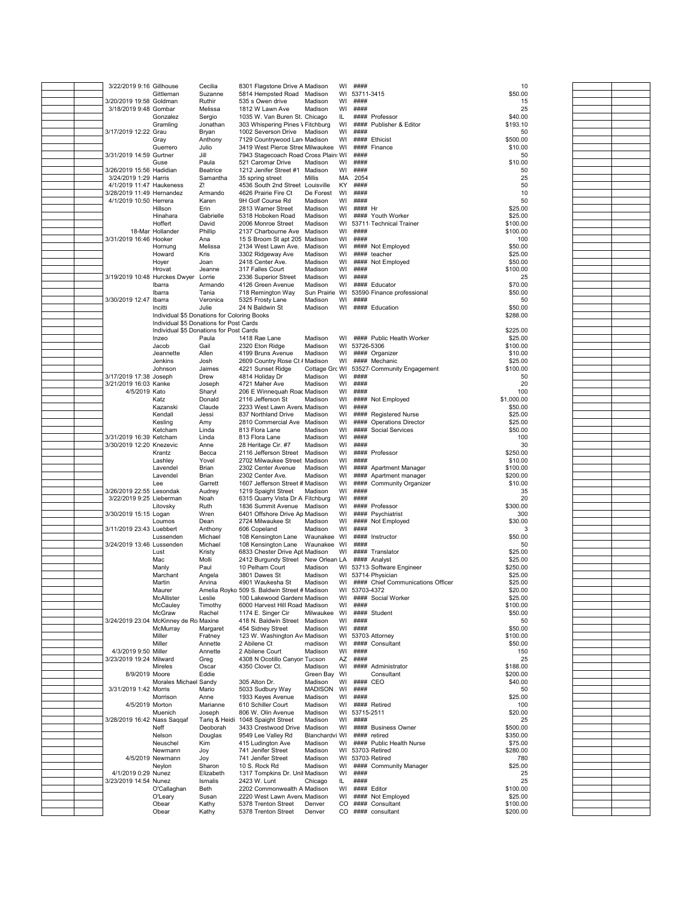| Date | Last Name | First Name | Address | City | State | Zip | Occupation | Amount |
|---|---|---|---|---|---|---|---|---|
| 3/22/2019 9:16 | Gillhouse | Cecilia | 8301 Flagstone Drive A | Madison | WI | #### | | 10 |
| | Gittleman | Suzanne | 5814 Hempsted Road | Madison | WI | 53711-3415 | | $50.00 |
| 3/20/2019 19:58 | Goldman | Ruthir | 535 s Owen drive | Madison | WI | #### | | 15 |
| 3/18/2019 9:48 | Gombar | Melissa | 1812 W Lawn Ave | Madison | WI | #### | | 25 |
| | Gonzalez | Sergio | 1035 W. Van Buren St. | Chicago | IL | #### | Professor | $40.00 |
| | Gramling | Jonathan | 303 Whispering Pines V | Fitchburg | WI | #### | Publisher & Editor | $193.10 |
| 3/17/2019 12:22 | Grau | Bryan | 1002 Severson Drive | Madison | WI | #### | | 50 |
| | Gray | Anthony | 7129 Countrywood Lan | Madison | WI | #### | Ethicist | $500.00 |
| | Guerrero | Julio | 3419 West Pierce Stree | Milwaukee | WI | #### | Finance | $10.00 |
| 3/31/2019 14:59 | Gurtner | Jill | 7943 Stagecoach Road | Cross Plain | WI | #### | | 50 |
| | Guse | Paula | 521 Caromar Drive | Madison | WI | #### | | $10.00 |
| 3/26/2019 15:56 | Hadidian | Beatrice | 1212 Jenifer Street #1 | Madison | WI | #### | | 50 |
| 3/24/2019 1:29 | Harris | Samantha | 35 spring street | Millis | MA | 2054 | | 25 |
| 4/1/2019 11:47 | Haukeness | Z! | 4536 South 2nd Street | Louisville | KY | #### | | 50 |
| 3/28/2019 11:49 | Hernandez | Armando | 4626 Prairie Fire Ct | De Forest | WI | #### | | 10 |
| 4/1/2019 10:50 | Herrera | Karen | 9H Golf Course Rd | Madison | WI | #### | | 50 |
| | Hillson | Erin | 2813 Warner Street | Madison | WI | #### | Hr | $25.00 |
| | Hinahara | Gabrielle | 5318 Hoboken Road | Madison | WI | #### | Youth Worker | $25.00 |
| | Hoffert | David | 2006 Monroe Street | Madison | WI | 53711 | Technical Trainer | $100.00 |
| 18-Mar | Hollander | Phillip | 2137 Charbourne Ave | Madison | WI | #### | | $100.00 |
| 3/31/2019 16:46 | Hooker | Ana | 15 S Broom St apt 205 | Madison | WI | #### | | 100 |
| | Hornung | Melissa | 2134 West Lawn Ave. | Madison | WI | #### | Not Employed | $50.00 |
| | Howard | Kris | 3302 Ridgeway Ave | Madison | WI | #### | teacher | $25.00 |
| | Hoyer | Joan | 2418 Center Ave. | Madison | WI | #### | Not Employed | $50.00 |
| | Hrovat | Jeanne | 317 Falles Court | Madison | WI | #### | | $100.00 |
| 3/19/2019 10:48 | Hurckes Dwyer | Lorrie | 2336 Superior Street | Madison | WI | #### | | 25 |
| | Ibarra | Armando | 4126 Green Avenue | Madison | WI | #### | Educator | $70.00 |
| | Ibarra | Tania | 718 Remington Way | Sun Prairie | WI | 53590 | Finance professional | $50.00 |
| 3/30/2019 12:47 | Ibarra | Veronica | 5325 Frosty Lane | Madison | WI | #### | | 50 |
| | Incitti | Julie | 24 N Baldwin St | Madison | WI | #### | Education | $50.00 |
| | Individual $5 Donations for Coloring Books | | | | | | | $288.00 |
| | Individual $5 Donations for Post Cards | | | | | | | |
| | Individual $5 Donations for Post Cards | | | | | | | $225.00 |
| | Inzeo | Paula | 1418 Rae Lane | Madison | WI | #### | Public Health Worker | $25.00 |
| | Jacob | Gail | 2320 Eton Ridge | Madison | WI | 53726-5306 | | $100.00 |
| | Jeannette | Allen | 4199 Bruns Avenue | Madison | WI | #### | Organizer | $10.00 |
| | Jenkins | Josh | 2609 Country Rose Ct # | Madison | WI | #### | Mechanic | $25.00 |
| | Johnson | Jaimes | 4221 Sunset Ridge | Cottage Grc | WI | 53527 | Community Engagement | $100.00 |
| 3/17/2019 17:38 | Joseph | Drew | 4814 Holiday Dr | Madison | WI | #### | | 50 |
| 3/21/2019 16:03 | Kanke | Joseph | 4721 Maher Ave | Madison | WI | #### | | 20 |
| 4/5/2019 | Kato | Sharyl | 206 E Winnequah Roac | Madison | WI | #### | | 100 |
| | Katz | Donald | 2116 Jefferson St | Madison | WI | #### | Not Employed | $1,000.00 |
| | Kazanski | Claude | 2233 West Lawn Avenu | Madison | WI | #### | | $50.00 |
| | Kendall | Jessi | 837 Northland Drive | Madison | WI | #### | Registered Nurse | $25.00 |
| | Kesling | Amy | 2810 Commercial Ave | Madison | WI | #### | Operations Director | $25.00 |
| | Ketcham | Linda | 813 Flora Lane | Madison | WI | #### | Social Services | $50.00 |
| 3/31/2019 16:39 | Ketcham | Linda | 813 Flora Lane | Madison | WI | #### | | 100 |
| 3/30/2019 12:20 | Knezevic | Anne | 28 Heritage Cir. #7 | Madison | WI | #### | | 30 |
| | Krantz | Becca | 2116 Jefferson Street | Madison | WI | #### | Professor | $250.00 |
| | Lashley | Yovel | 2702 Milwaukee Street | Madison | WI | #### | | $10.00 |
| | Lavendel | Brian | 2302 Center Avenue | Madison | WI | #### | Apartment Manager | $100.00 |
| | Lavendel | Brian | 2302 Center Ave. | Madison | WI | #### | Apartment manager | $200.00 |
| | Lee | Garrett | 1607 Jefferson Street # | Madison | WI | #### | Community Organizer | $10.00 |
| 3/26/2019 22:55 | Lesondak | Audrey | 1219 Spaight Street | Madison | WI | #### | | 35 |
| 3/22/2019 9:25 | Lieberman | Noah | 6315 Quarry Vista Dr A | Fitchburg | WI | #### | | 20 |
| | Litovsky | Ruth | 1836 Summit Avenue | Madison | WI | #### | Professor | $300.00 |
| 3/30/2019 15:15 | Logan | Wren | 6401 Offshore Drive Ap | Madison | WI | #### | Psychiatrist | 300 |
| | Loumos | Dean | 2724 Milwaukee St | Madison | WI | #### | Not Employed | $30.00 |
| 3/11/2019 23:43 | Luebbert | Anthony | 606 Copeland | Madison | WI | #### | | 3 |
| | Lussenden | Michael | 108 Kensington Lane | Waunakee | WI | #### | Instructor | $50.00 |
| 3/24/2019 13:46 | Lussenden | Michael | 108 Kensington Lane | Waunakee | WI | #### | | 50 |
| | Lust | Kristy | 6833 Chester Drive Apt | Madison | WI | #### | Translator | $25.00 |
| | Mac | Molli | 2412 Burgundy Street | New Orlean | LA | #### | Analyst | $25.00 |
| | Manly | Paul | 10 Pelham Court | Madison | WI | 53713 | Software Engineer | $250.00 |
| | Marchant | Angela | 3801 Dawes St | Madison | WI | 53714 | Physician | $25.00 |
| | Martin | Arvina | 4901 Waukesha St | Madison | WI | #### | Chief Communications Officer | $25.00 |
| | Maurer | Amelia Royko | 509 S. Baldwin Street # | Madison | WI | 53703-4372 | | $20.00 |
| | McAllister | Leslie | 100 Lakewood Gardens | Madison | WI | #### | Social Worker | $25.00 |
| | McCauley | Timothy | 6000 Harvest Hill Road | Madison | WI | #### | | $100.00 |
| | McGraw | Rachel | 1174 E. Singer Cir | Milwaukee | WI | #### | Student | $50.00 |
| 3/24/2019 23:04 | McKinney de Ro | Maxine | 418 N. Baldwin Street | Madison | WI | #### | | 50 |
| | McMurray | Margaret | 454 Sidney Street | Madison | WI | #### | | $50.00 |
| | Miller | Fratney | 123 W. Washington Av | Madison | WI | 53703 | Attorney | $100.00 |
| | Miller | Annette | 2 Abilene Ct | madison | WI | #### | Consultant | $50.00 |
| 4/3/2019 9:50 | Miller | Annette | 2 Abilene Court | Madison | WI | #### | | 150 |
| 3/23/2019 19:24 | Milward | Greg | 4308 N Ocotillo Canyon | Tucson | AZ | #### | | 25 |
| | Mireles | Oscar | 4350 Clover Ct. | Madison | WI | #### | Administrator | $188.00 |
| 8/9/2019 | Moore | Eddie | | Green Bay | WI | | Consultant | $200.00 |
| | Morales Michael | Sandy | 305 Alton Dr. | Madison | WI | #### | CEO | $40.00 |
| 3/31/2019 1:42 | Morris | Mario | 5033 Sudbury Way | MADISON | WI | #### | | 50 |
| | Morrison | Anne | 1933 Keyes Avenue | Madison | WI | #### | | $25.00 |
| 4/5/2019 | Morton | Marianne | 610 Schiller Court | Madison | WI | #### | Retired | 100 |
| | Muenich | Joseph | 806 W. Olin Avenue | Madison | WI | 53715-2511 | | $20.00 |
| 3/28/2019 16:42 | Nass Saqqaf | Tariq & Heidi | 1048 Spaight Street | Madison | WI | #### | | 25 |
| | Neff | Deborah | 3433 Crestwood Drive | Madison | WI | #### | Business Owner | $500.00 |
| | Nelson | Douglas | 9549 Lee Valley Rd | Blanchardvi | WI | #### | retired | $350.00 |
| | Neuschel | Kim | 415 Ludington Ave | Madison | WI | #### | Public Health Nurse | $75.00 |
| | Newmann | Joy | 741 Jenifer Street | Madison | WI | 53703 | Retired | $280.00 |
| 4/5/2019 | Newmann | Joy | 741 Jenifer Street | Madison | WI | 53703 | Retired | 780 |
| | Neylon | Sharon | 10 S. Rock Rd | Madison | WI | #### | Community Manager | $25.00 |
| 4/1/2019 0:29 | Nunez | Elizabeth | 1317 Tompkins Dr. Unit | Madison | WI | #### | | 25 |
| 3/23/2019 14:54 | Nunez | Ismalis | 2423 W. Lunt | Chicago | IL | #### | | 25 |
| | O'Callaghan | Beth | 2202 Commonwealth A | Madison | WI | #### | Editor | $100.00 |
| | O'Leary | Susan | 2220 West Lawn Avenu | Madison | WI | #### | Not Employed | $25.00 |
| | Obear | Kathy | 5378 Trenton Street | Denver | CO | #### | Consultant | $100.00 |
| | Obear | Kathy | 5378 Trenton Street | Denver | CO | #### | consultant | $200.00 |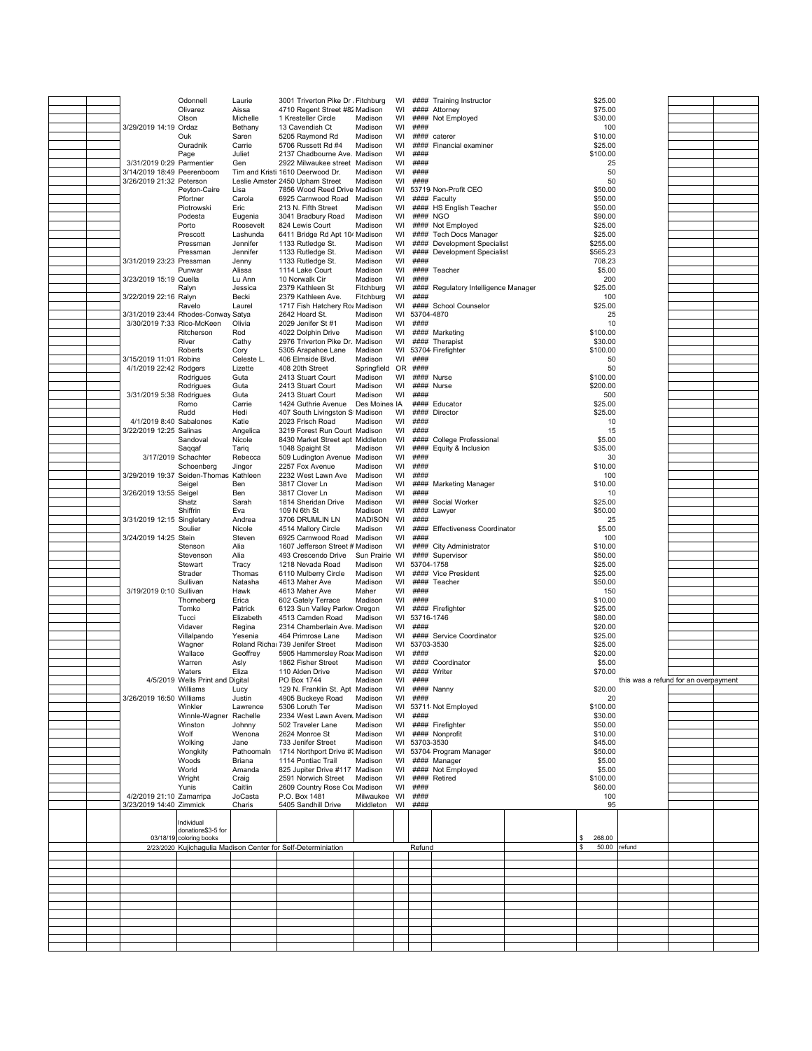| | | | | | | | | | | | | | | |
|---|---|---|---|---|---|---|---|---|---|---|---|---|---|---|
| | | | Odonnell | Laurie | 3001 Triverton Pike Dr. | Fitchburg | WI | #### | Training Instructor | | $25.00 | | | |
| | | | Olivarez | Aissa | 4710 Regent Street #82 | Madison | WI | #### | Attorney | | $75.00 | | | |
| | | | Olson | Michelle | 1 Kresteller Circle | Madison | WI | #### | Not Employed | | $30.00 | | | |
| | | 3/29/2019 14:19 | Ordaz | Bethany | 13 Cavendish Ct | Madison | WI | #### | | | 100 | | | |
| | | | Ouk | Saren | 5205 Raymond Rd | Madison | WI | #### | caterer | | $10.00 | | | |
| | | | Ouradnik | Carrie | 5706 Russett Rd #4 | Madison | WI | #### | Financial examiner | | $25.00 | | | |
| | | | Page | Juliet | 2137 Chadbourne Ave. | Madison | WI | #### | | | $100.00 | | | |
| | | 3/31/2019 0:29 | Parmentier | Gen | 2922 Milwaukee street | Madison | WI | #### | | | 25 | | | |
| | | 3/14/2019 18:49 | Peerenboom | Tim and Kristi | 1610 Deerwood Dr. | Madison | WI | #### | | | 50 | | | |
| | | 3/26/2019 21:32 | Peterson | Leslie Amster | 2450 Upham Street | Madison | WI | #### | | | 50 | | | |
| | | | Peyton-Caire | Lisa | 7856 Wood Reed Drive | Madison | WI | 53719 | Non-Profit CEO | | $50.00 | | | |
| | | | Pfortner | Carola | 6925 Carnwood Road | Madison | WI | #### | Faculty | | $50.00 | | | |
| | | | Piotrowski | Eric | 213 N. Fifth Street | Madison | WI | #### | HS English Teacher | | $50.00 | | | |
| | | | Podesta | Eugenia | 3041 Bradbury Road | Madison | WI | #### | NGO | | $90.00 | | | |
| | | | Porto | Roosevelt | 824 Lewis Court | Madison | WI | #### | Not Employed | | $25.00 | | | |
| | | | Prescott | Lashunda | 6411 Bridge Rd Apt 10 | Madison | WI | #### | Tech Docs Manager | | $25.00 | | | |
| | | | Pressman | Jennifer | 1133 Rutledge St. | Madison | WI | #### | Development Specialist | | $255.00 | | | |
| | | | Pressman | Jennifer | 1133 Rutledge St. | Madison | WI | #### | Development Specialist | | $565.23 | | | |
| | | 3/31/2019 23:23 | Pressman | Jenny | 1133 Rutledge St. | Madison | WI | #### | | | 708.23 | | | |
| | | | Punwar | Alissa | 1114 Lake Court | Madison | WI | #### | Teacher | | $5.00 | | | |
| | | 3/23/2019 15:19 | Quella | Lu Ann | 10 Norwalk Cir | Madison | WI | #### | | | 200 | | | |
| | | | Ralyn | Jessica | 2379 Kathleen St | Fitchburg | WI | #### | Regulatory Intelligence Manager | | $25.00 | | | |
| | | 3/22/2019 22:16 | Ralyn | Becki | 2379 Kathleen Ave. | Fitchburg | WI | #### | | | 100 | | | |
| | | | Ravelo | Laurel | 1717 Fish Hatchery Ro | Madison | WI | #### | School Counselor | | $25.00 | | | |
| | | 3/31/2019 23:44 | Rhodes-Conway | Satya | 2642 Hoard St. | Madison | WI | 53704-4870 | | | 25 | | | |
| | | 3/30/2019 7:33 | Rico-McKeen | Olivia | 2029 Jenifer St #1 | Madison | WI | #### | | | 10 | | | |
| | | | Ritcherson | Rod | 4022 Dolphin Drive | Madison | WI | #### | Marketing | | $100.00 | | | |
| | | | River | Cathy | 2976 Triverton Pike Dr. | Madison | WI | #### | Therapist | | $30.00 | | | |
| | | | Roberts | Cory | 5305 Arapahoe Lane | Madison | WI | 53704 | Firefighter | | $100.00 | | | |
| | | 3/15/2019 11:01 | Robins | Celeste L. | 406 Elmside Blvd. | Madison | WI | #### | | | 50 | | | |
| | | 4/1/2019 22:42 | Rodgers | Lizette | 408 20th Street | Springfield | OR | #### | | | 50 | | | |
| | | | Rodrigues | Guta | 2413 Stuart Court | Madison | WI | #### | Nurse | | $100.00 | | | |
| | | | Rodrigues | Guta | 2413 Stuart Court | Madison | WI | #### | Nurse | | $200.00 | | | |
| | | 3/31/2019 5:38 | Rodrigues | Guta | 2413 Stuart Court | Madison | WI | #### | | | 500 | | | |
| | | | Romo | Carrie | 1424 Guthrie Avenue | Des Moines | IA | #### | Educator | | $25.00 | | | |
| | | | Rudd | Hedi | 407 South Livingston S | Madison | WI | #### | Director | | $25.00 | | | |
| | | 4/1/2019 8:40 | Sabalones | Katie | 2023 Frisch Road | Madison | WI | #### | | | 10 | | | |
| | | 3/22/2019 12:25 | Salinas | Angelica | 3219 Forest Run Court | Madison | WI | #### | | | 15 | | | |
| | | | Sandoval | Nicole | 8430 Market Street apt | Middleton | WI | #### | College Professional | | $5.00 | | | |
| | | | Saqqaf | Tariq | 1048 Spaight St | Madison | WI | #### | Equity & Inclusion | | $35.00 | | | |
| | | 3/17/2019 | Schachter | Rebecca | 509 Ludington Avenue | Madison | WI | #### | | | 30 | | | |
| | | | Schoenberg | Jingor | 2257 Fox Avenue | Madison | WI | #### | | | $10.00 | | | |
| | | 3/29/2019 19:37 | Seiden-Thomas | Kathleen | 2232 West Lawn Ave | Madison | WI | #### | | | 100 | | | |
| | | | Seigel | Ben | 3817 Clover Ln | Madison | WI | #### | Marketing Manager | | $10.00 | | | |
| | | 3/26/2019 13:55 | Seigel | Ben | 3817 Clover Ln | Madison | WI | #### | | | 10 | | | |
| | | | Shatz | Sarah | 1814 Sheridan Drive | Madison | WI | #### | Social Worker | | $25.00 | | | |
| | | | Shiffrin | Eva | 109 N 6th St | Madison | WI | #### | Lawyer | | $50.00 | | | |
| | | 3/31/2019 12:15 | Singletary | Andrea | 3706 DRUMLIN LN | MADISON | WI | #### | | | 25 | | | |
| | | | Soulier | Nicole | 4514 Mallory Circle | Madison | WI | #### | Effectiveness Coordinator | | $5.00 | | | |
| | | 3/24/2019 14:25 | Stein | Steven | 6925 Carnwood Road | Madison | WI | #### | | | 100 | | | |
| | | | Stenson | Alia | 1607 Jefferson Street # | Madison | WI | #### | City Administrator | | $10.00 | | | |
| | | | Stevenson | Alia | 493 Crescendo Drive | Sun Prairie | WI | #### | Supervisor | | $50.00 | | | |
| | | | Stewart | Tracy | 1218 Nevada Road | Madison | WI | 53704-1758 | | | $25.00 | | | |
| | | | Strader | Thomas | 6110 Mulberry Circle | Madison | WI | #### | Vice President | | $25.00 | | | |
| | | | Sullivan | Natasha | 4613 Maher Ave | Madison | WI | #### | Teacher | | $50.00 | | | |
| | | 3/19/2019 0:10 | Sullivan | Hawk | 4613 Maher Ave | Maher | WI | #### | | | 150 | | | |
| | | | Thorneberg | Erica | 602 Gately Terrace | Madison | WI | #### | | | $10.00 | | | |
| | | | Tomko | Patrick | 6123 Sun Valley Parkw | Oregon | WI | #### | Firefighter | | $25.00 | | | |
| | | | Tucci | Elizabeth | 4513 Camden Road | Madison | WI | 53716-1746 | | | $80.00 | | | |
| | | | Vidaver | Regina | 2314 Chamberlain Ave. | Madison | WI | #### | | | $20.00 | | | |
| | | | Villalpando | Yesenia | 464 Primrose Lane | Madison | WI | #### | Service Coordinator | | $25.00 | | | |
| | | | Wagner | Roland Richa | 739 Jenifer Street | Madison | WI | 53703-3530 | | | $25.00 | | | |
| | | | Wallace | Geoffrey | 5905 Hammersley Road | Madison | WI | #### | | | $20.00 | | | |
| | | | Warren | Asly | 1862 Fisher Street | Madison | WI | #### | Coordinator | | $5.00 | | | |
| | | | Waters | Eliza | 110 Alden Drive | Madison | WI | #### | Writer | | $70.00 | | | |
| | | 4/5/2019 | Wells Print and Digital | | PO Box 1744 | Madison | WI | #### | | | | this was a refund for an overpayment | | |
| | | | Williams | Lucy | 129 N. Franklin St. Apt | Madison | WI | #### | Nanny | | $20.00 | | | |
| | | 3/26/2019 16:50 | Williams | Justin | 4905 Buckeye Road | Madison | WI | #### | | | 20 | | | |
| | | | Winkler | Lawrence | 5306 Loruth Ter | Madison | WI | 53711 | Not Employed | | $100.00 | | | |
| | | | Winnie-Wagner | Rachelle | 2334 West Lawn Avenu | Madison | WI | #### | | | $30.00 | | | |
| | | | Winston | Johnny | 502 Traveler Lane | Madison | WI | #### | Firefighter | | $50.00 | | | |
| | | | Wolf | Wenona | 2624 Monroe St | Madison | WI | #### | Nonprofit | | $10.00 | | | |
| | | | Wolking | Jane | 733 Jenifer Street | Madison | WI | 53703-3530 | | | $45.00 | | | |
| | | | Wongkity | Pathoomaln | 1714 Northport Drive # | Madison | WI | 53704 | Program Manager | | $50.00 | | | |
| | | | Woods | Briana | 1114 Pontiac Trail | Madison | WI | #### | Manager | | $5.00 | | | |
| | | | World | Amanda | 825 Jupiter Drive #117 | Madison | WI | #### | Not Employed | | $5.00 | | | |
| | | | Wright | Craig | 2591 Norwich Street | Madison | WI | #### | Retired | | $100.00 | | | |
| | | | Yunis | Caitlin | 2609 Country Rose Co | Madison | WI | #### | | | $60.00 | | | |
| | | 4/2/2019 21:10 | Zamarripa | JoCasta | P.O. Box 1481 | Milwaukee | WI | #### | | | 100 | | | |
| | | 3/23/2019 14:40 | Zimmick | Charis | 5405 Sandhill Drive | Middleton | WI | #### | | | 95 | | | |
| | | 03/18/19 | Individual donations$3-5 for coloring books | | | | | | | | $ 268.00 | | | |
| | | 2/23/2020 | Kujichagulia Madison Center for Self-Determiniation | | | | | Refund | | | $ 50.00 | refund | | |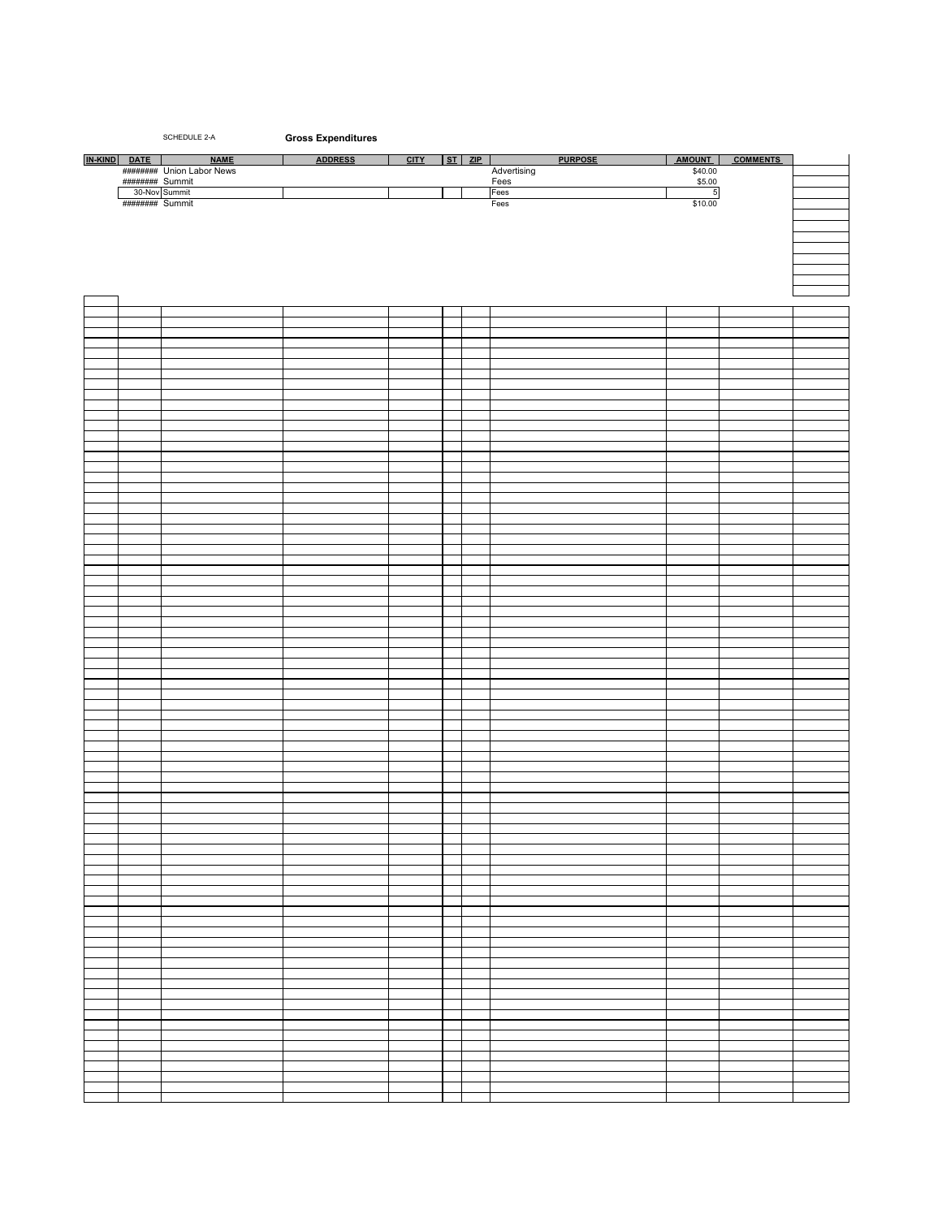SCHEDULE 2-A **Gross Expenditures**

| IN-KIND | DATE | NAME | ADDRESS | CITY | ST | ZIP | PURPOSE | AMOUNT | COMMENTS |
|---|---|---|---|---|---|---|---|---|---|
| | ######## | Union Labor News | | | | | Advertising | $40.00 | |
| | ######## | Summit | | | | | Fees | $5.00 | |
| | 30-Nov | Summit | | | | | Fees | 5 | |
| | ######## | Summit | | | | | Fees | $10.00 | |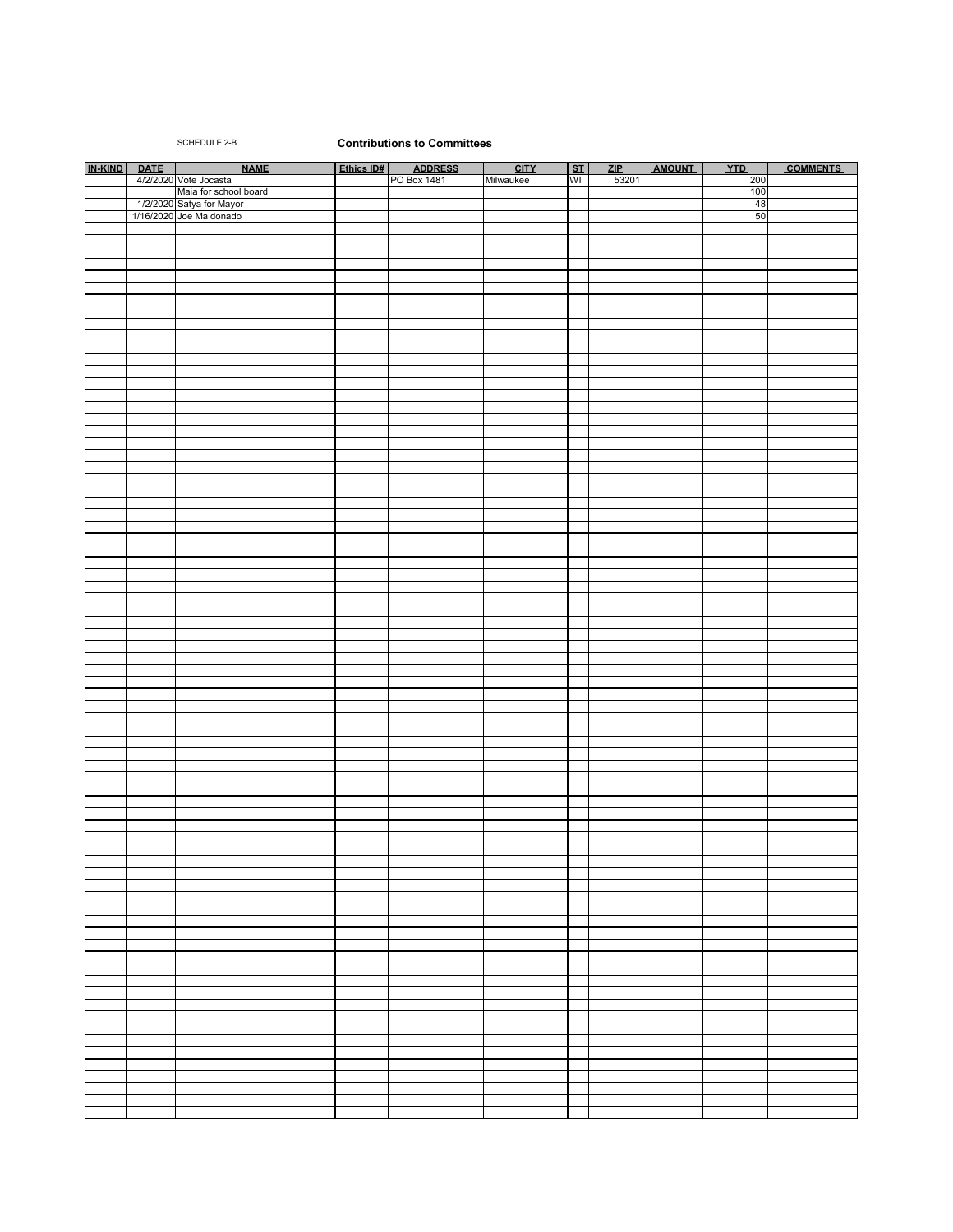SCHEDULE 2-B

## Contributions to Committees

| IN-KIND | DATE | NAME | Ethics ID# | ADDRESS | CITY | ST | ZIP | AMOUNT | YTD | COMMENTS |
|---|---|---|---|---|---|---|---|---|---|---|
| | 4/2/2020 | Vote Jocasta | | PO Box 1481 | Milwaukee | WI | 53201 | | 200 | |
| | | Maia for school board | | | | | | | 100 | |
| | 1/2/2020 | Satya for Mayor | | | | | | | 48 | |
| | 1/16/2020 | Joe Maldonado | | | | | | | 50 | |